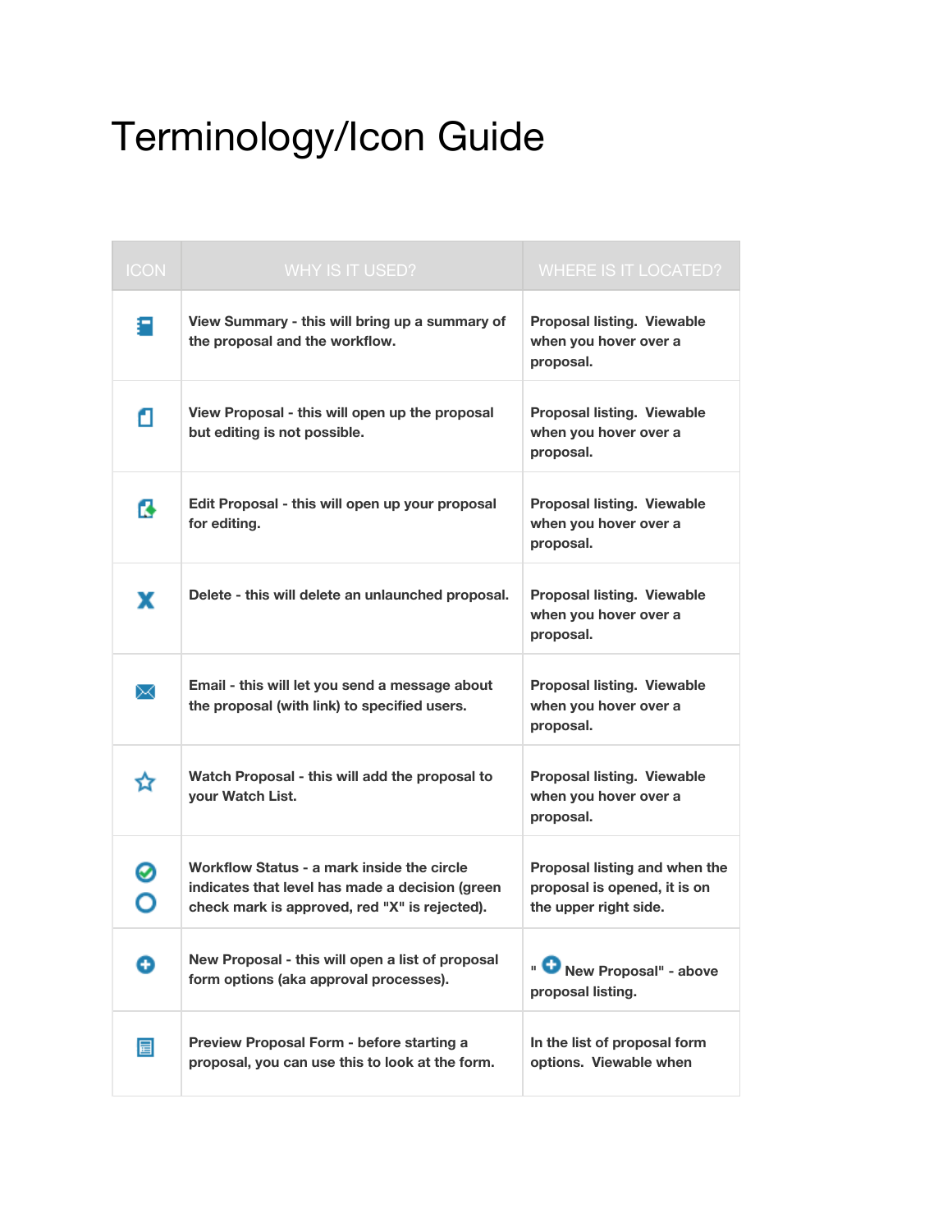# Terminology/Icon Guide

| ICON | WHY IS IT USED? | WHERE IS IT LOCATED? |
| --- | --- | --- |
| | **View Summary - this will bring up a summary of the proposal and the workflow.** | **Proposal listing. Viewable when you hover over a proposal.** |
| | **View Proposal - this will open up the proposal but editing is not possible.** | **Proposal listing. Viewable when you hover over a proposal.** |
| | **Edit Proposal - this will open up your proposal for editing.** | **Proposal listing. Viewable when you hover over a proposal.** |
| | **Delete - this will delete an unlaunched proposal.** | **Proposal listing. Viewable when you hover over a proposal.** |
| | **Email - this will let you send a message about the proposal (with link) to specified users.** | **Proposal listing. Viewable when you hover over a proposal.** |
| | **Watch Proposal - this will add the proposal to your Watch List.** | **Proposal listing. Viewable when you hover over a proposal.** |
| | **Workflow Status - a mark inside the circle indicates that level has made a decision (green check mark is approved, red "X" is rejected).** | **Proposal listing and when the proposal is opened, it is on the upper right side.** |
| | **New Proposal - this will open a list of proposal form options (aka approval processes).** | **" New Proposal" - above proposal listing.** |
| | **Preview Proposal Form - before starting a proposal, you can use this to look at the form.** | **In the list of proposal form options. Viewable when** |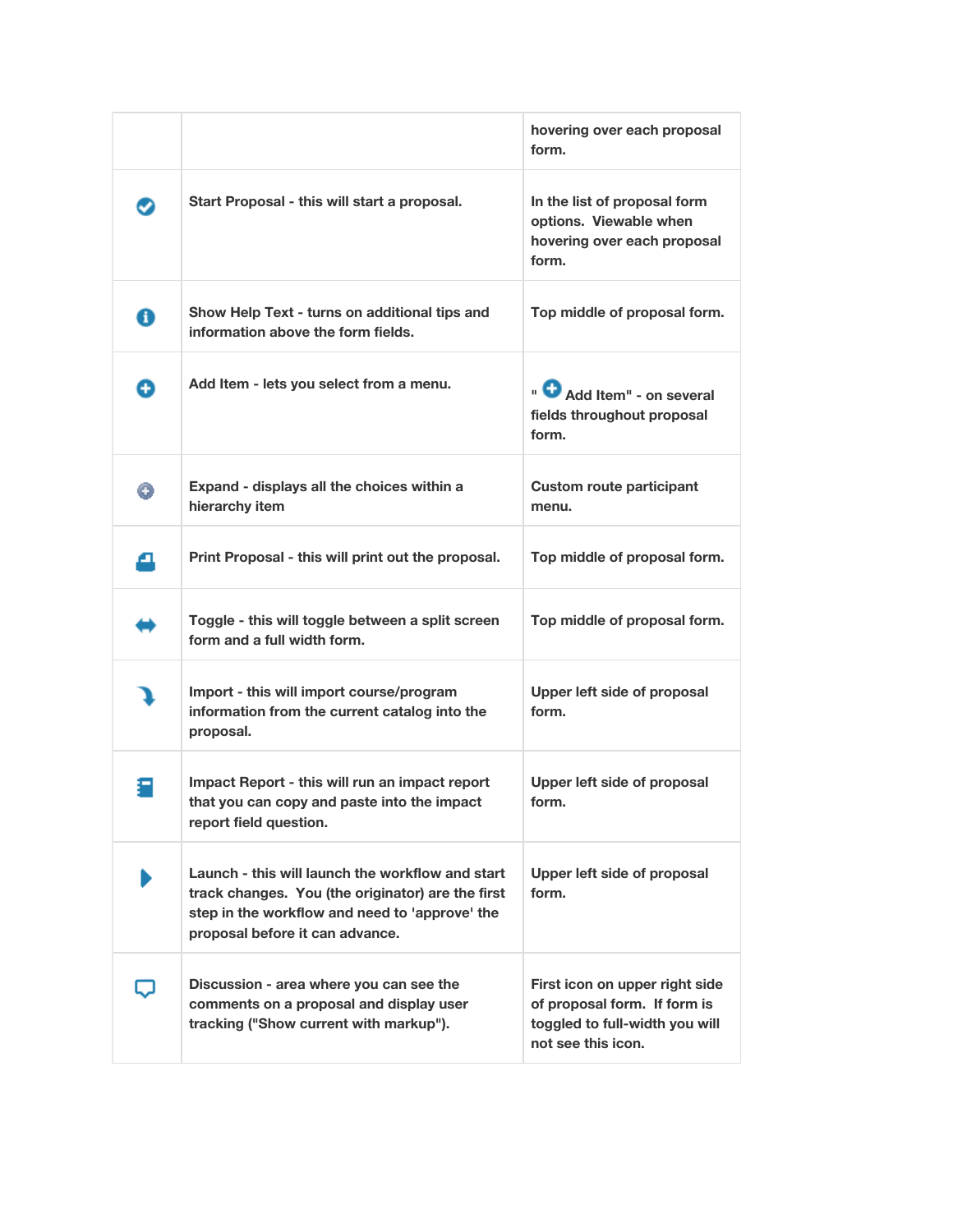| | | |
|---|---|---|
| | | hovering over each proposal form. |
| | Start Proposal - this will start a proposal. | In the list of proposal form options. Viewable when hovering over each proposal form. |
| | Show Help Text - turns on additional tips and information above the form fields. | Top middle of proposal form. |
| | Add Item - lets you select from a menu. | " Add Item" - on several fields throughout proposal form. |
| | Expand - displays all the choices within a hierarchy item | Custom route participant menu. |
| | Print Proposal - this will print out the proposal. | Top middle of proposal form. |
| | Toggle - this will toggle between a split screen form and a full width form. | Top middle of proposal form. |
| | Import - this will import course/program information from the current catalog into the proposal. | Upper left side of proposal form. |
| | Impact Report - this will run an impact report that you can copy and paste into the impact report field question. | Upper left side of proposal form. |
| | Launch - this will launch the workflow and start track changes. You (the originator) are the first step in the workflow and need to 'approve' the proposal before it can advance. | Upper left side of proposal form. |
| | Discussion - area where you can see the comments on a proposal and display user tracking ("Show current with markup"). | First icon on upper right side of proposal form. If form is toggled to full-width you will not see this icon. |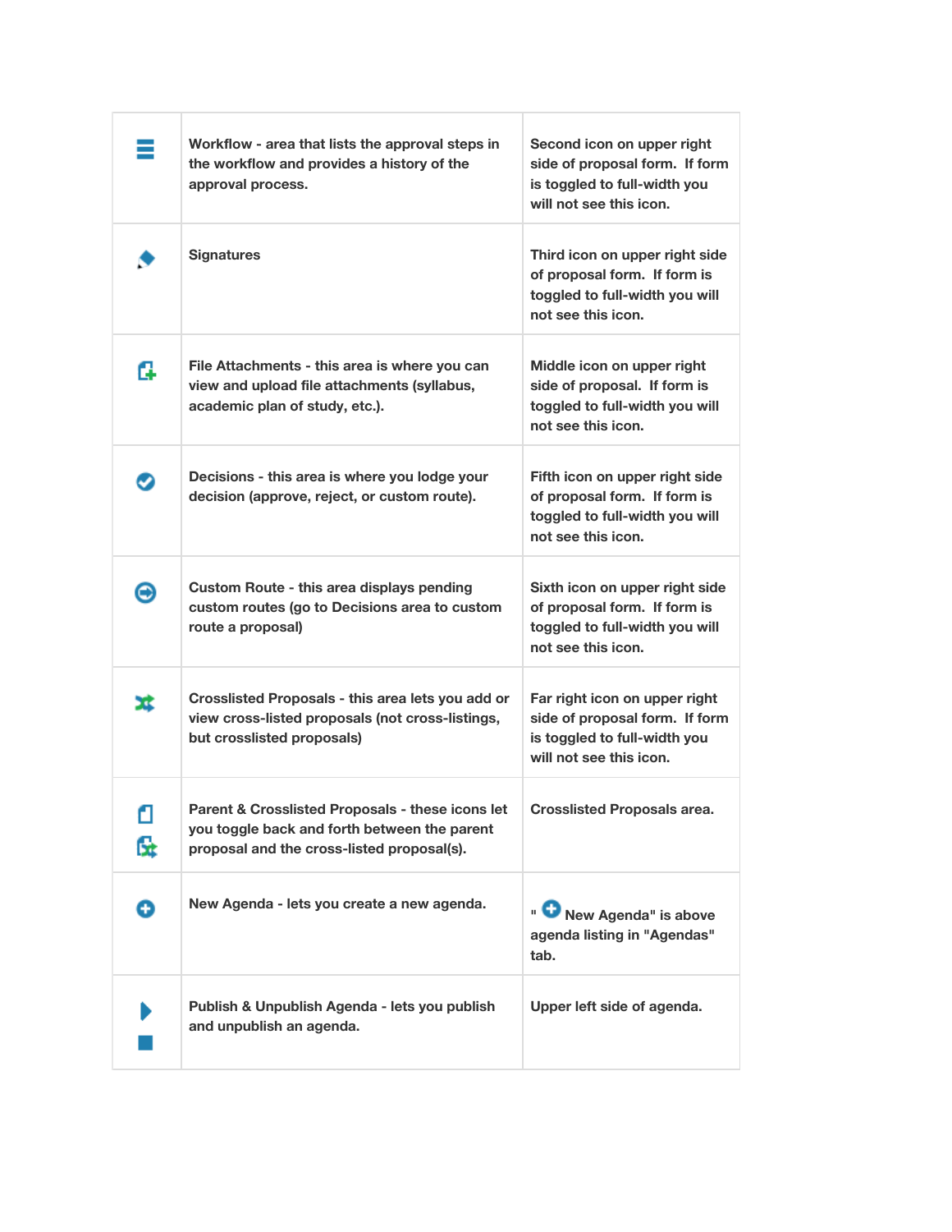| | | |
|---|---|---|
| | Workflow - area that lists the approval steps in the workflow and provides a history of the approval process. | Second icon on upper right side of proposal form. If form is toggled to full-width you will not see this icon. |
| | Signatures | Third icon on upper right side of proposal form. If form is toggled to full-width you will not see this icon. |
| | File Attachments - this area is where you can view and upload file attachments (syllabus, academic plan of study, etc.). | Middle icon on upper right side of proposal. If form is toggled to full-width you will not see this icon. |
| | Decisions - this area is where you lodge your decision (approve, reject, or custom route). | Fifth icon on upper right side of proposal form. If form is toggled to full-width you will not see this icon. |
| | Custom Route - this area displays pending custom routes (go to Decisions area to custom route a proposal) | Sixth icon on upper right side of proposal form. If form is toggled to full-width you will not see this icon. |
| | Crosslisted Proposals - this area lets you add or view cross-listed proposals (not cross-listings, but crosslisted proposals) | Far right icon on upper right side of proposal form. If form is toggled to full-width you will not see this icon. |
| | Parent & Crosslisted Proposals - these icons let you toggle back and forth between the parent proposal and the cross-listed proposal(s). | Crosslisted Proposals area. |
| | New Agenda - lets you create a new agenda. | " New Agenda" is above agenda listing in "Agendas" tab. |
| | Publish & Unpublish Agenda - lets you publish and unpublish an agenda. | Upper left side of agenda. |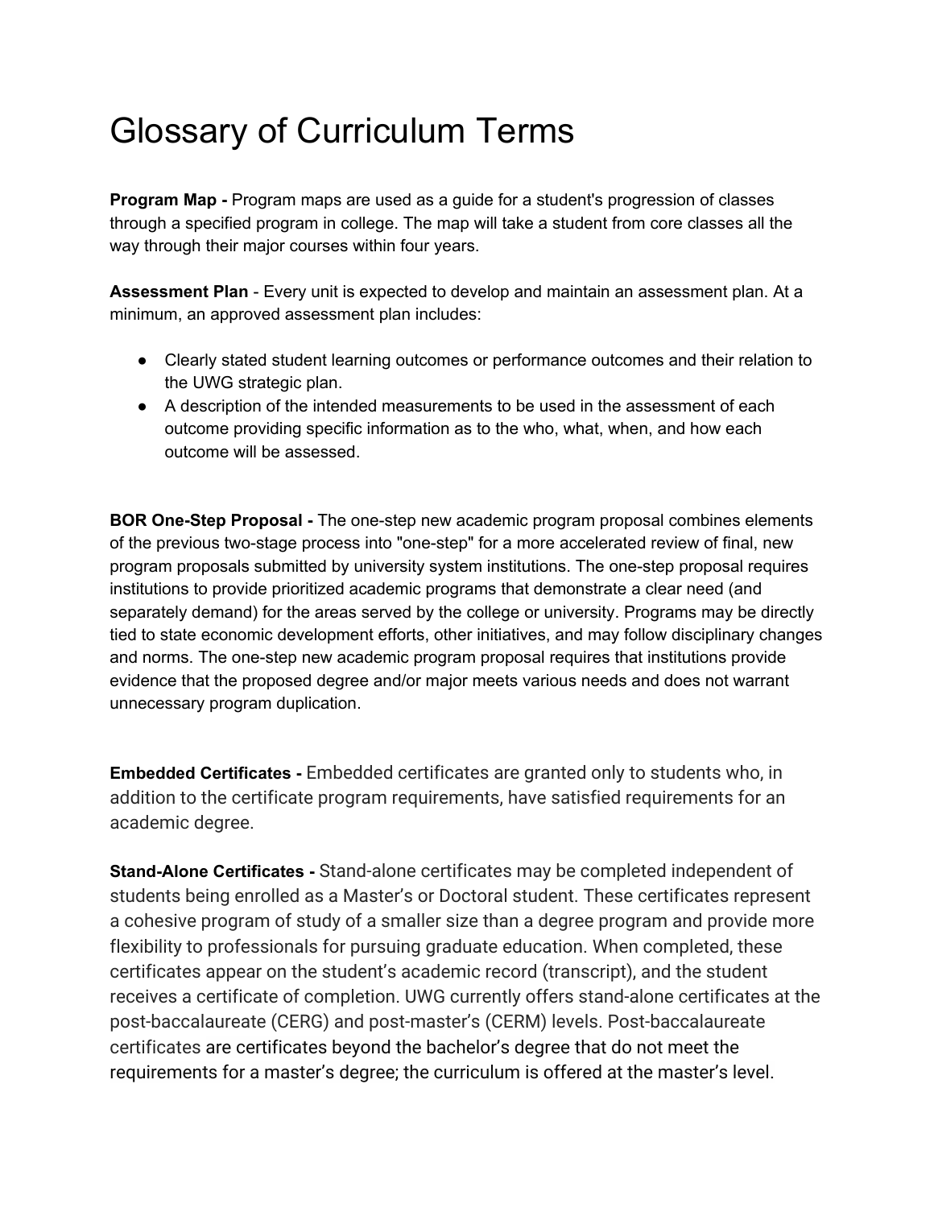# Glossary of Curriculum Terms

**Program Map -** Program maps are used as a guide for a student's progression of classes through a specified program in college. The map will take a student from core classes all the way through their major courses within four years.

**Assessment Plan** - Every unit is expected to develop and maintain an assessment plan. At a minimum, an approved assessment plan includes:

- Clearly stated student learning outcomes or performance outcomes and their relation to the UWG strategic plan.
- A description of the intended measurements to be used in the assessment of each outcome providing specific information as to the who, what, when, and how each outcome will be assessed.

**BOR One-Step Proposal -** The one-step new academic program proposal combines elements of the previous two-stage process into "one-step" for a more accelerated review of final, new program proposals submitted by university system institutions. The one-step proposal requires institutions to provide prioritized academic programs that demonstrate a clear need (and separately demand) for the areas served by the college or university. Programs may be directly tied to state economic development efforts, other initiatives, and may follow disciplinary changes and norms. The one-step new academic program proposal requires that institutions provide evidence that the proposed degree and/or major meets various needs and does not warrant unnecessary program duplication.

**Embedded Certificates -** Embedded certificates are granted only to students who, in addition to the certificate program requirements, have satisfied requirements for an academic degree.

**Stand-Alone Certificates -** Stand-alone certificates may be completed independent of students being enrolled as a Master's or Doctoral student. These certificates represent a cohesive program of study of a smaller size than a degree program and provide more flexibility to professionals for pursuing graduate education. When completed, these certificates appear on the student's academic record (transcript), and the student receives a certificate of completion. UWG currently offers stand-alone certificates at the post-baccalaureate (CERG) and post-master's (CERM) levels. Post-baccalaureate certificates are certificates beyond the bachelor's degree that do not meet the requirements for a master's degree; the curriculum is offered at the master's level.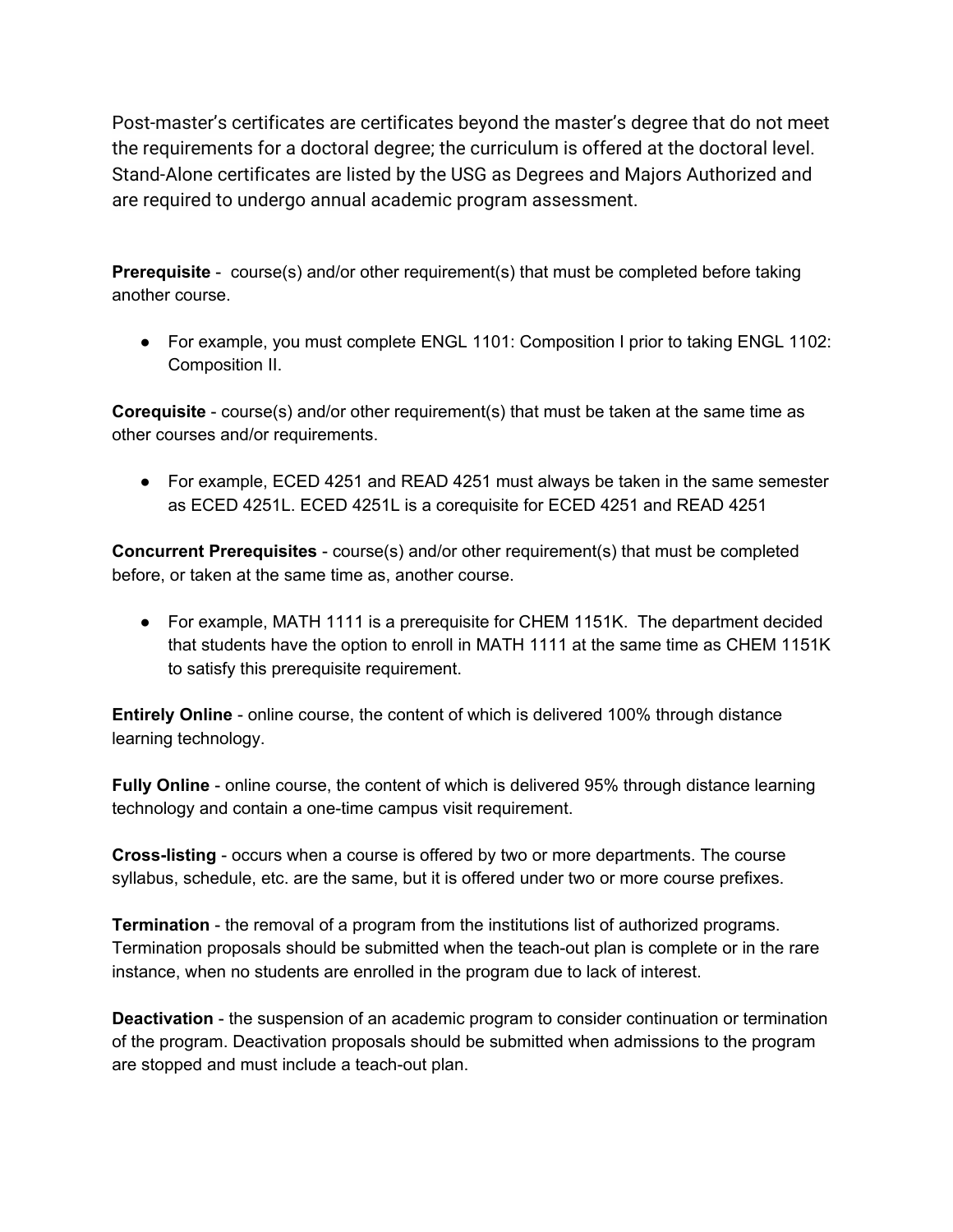Post-master's certificates are certificates beyond the master's degree that do not meet the requirements for a doctoral degree; the curriculum is offered at the doctoral level. Stand-Alone certificates are listed by the USG as Degrees and Majors Authorized and are required to undergo annual academic program assessment.

**Prerequisite** - course(s) and/or other requirement(s) that must be completed before taking another course.

- For example, you must complete ENGL 1101: Composition I prior to taking ENGL 1102: Composition II.

**Corequisite** - course(s) and/or other requirement(s) that must be taken at the same time as other courses and/or requirements.

- For example, ECED 4251 and READ 4251 must always be taken in the same semester as ECED 4251L. ECED 4251L is a corequisite for ECED 4251 and READ 4251

**Concurrent Prerequisites** - course(s) and/or other requirement(s) that must be completed before, or taken at the same time as, another course.

- For example, MATH 1111 is a prerequisite for CHEM 1151K. The department decided that students have the option to enroll in MATH 1111 at the same time as CHEM 1151K to satisfy this prerequisite requirement.

**Entirely Online** - online course, the content of which is delivered 100% through distance learning technology.

**Fully Online** - online course, the content of which is delivered 95% through distance learning technology and contain a one-time campus visit requirement.

**Cross-listing** - occurs when a course is offered by two or more departments. The course syllabus, schedule, etc. are the same, but it is offered under two or more course prefixes.

**Termination** - the removal of a program from the institutions list of authorized programs. Termination proposals should be submitted when the teach-out plan is complete or in the rare instance, when no students are enrolled in the program due to lack of interest.

**Deactivation** - the suspension of an academic program to consider continuation or termination of the program. Deactivation proposals should be submitted when admissions to the program are stopped and must include a teach-out plan.